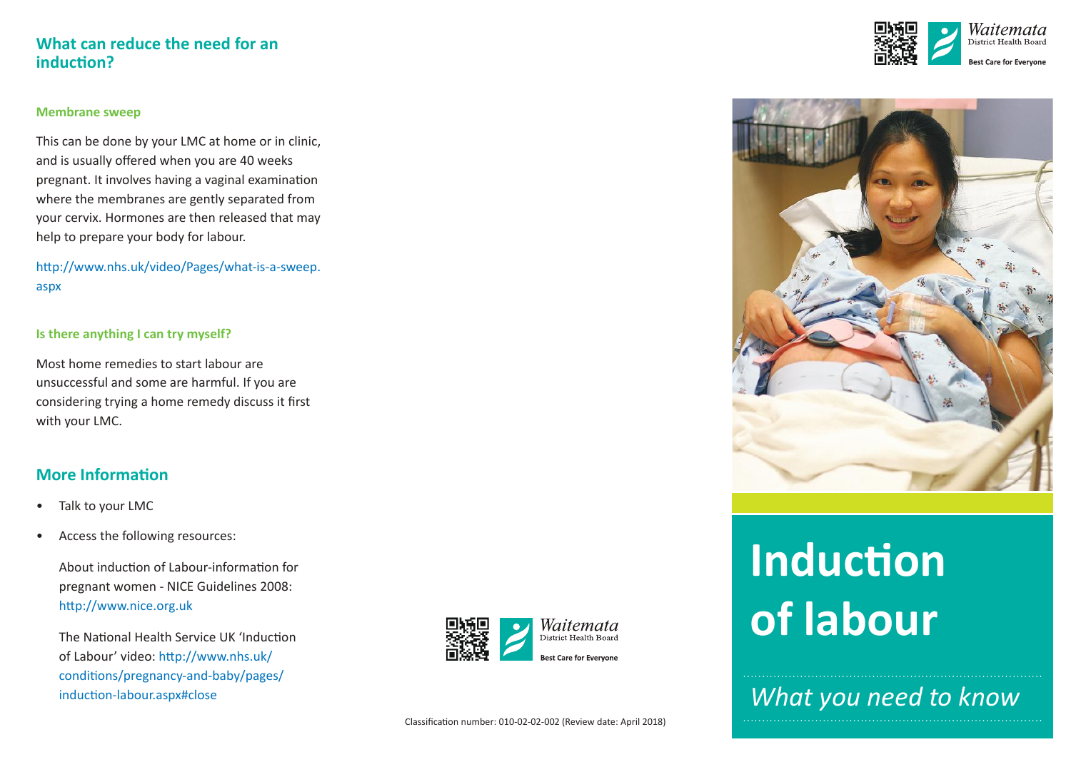## What can reduce the need for an induction?

### Membrane sweep

This can be done by your LMC at home or in clinic, and is usually offered when you are 40 weeks pregnant. It involves having a vaginal examination where the membranes are gently separated from your cervix. Hormones are then released that may help to prepare your body for labour.

http://www.nhs.uk/video/Pages/what-is-a-sweep.aspx

### Is there anything I can try myself?

Most home remedies to start labour are unsuccessful and some are harmful. If you are considering trying a home remedy discuss it first with your LMC.

## More Information

- Talk to your LMC
- Access the following resources:

  About induction of Labour-information for pregnant women - NICE Guidelines 2008: http://www.nice.org.uk

  The National Health Service UK 'Induction of Labour' video: http://www.nhs.uk/conditions/pregnancy-and-baby/pages/induction-labour.aspx#close

Waitemata District Health Board
Best Care for Everyone

Classification number: 010-02-02-002 (Review date: April 2018)

Waitemata District Health Board
Best Care for Everyone

# Induction of labour

*What you need to know*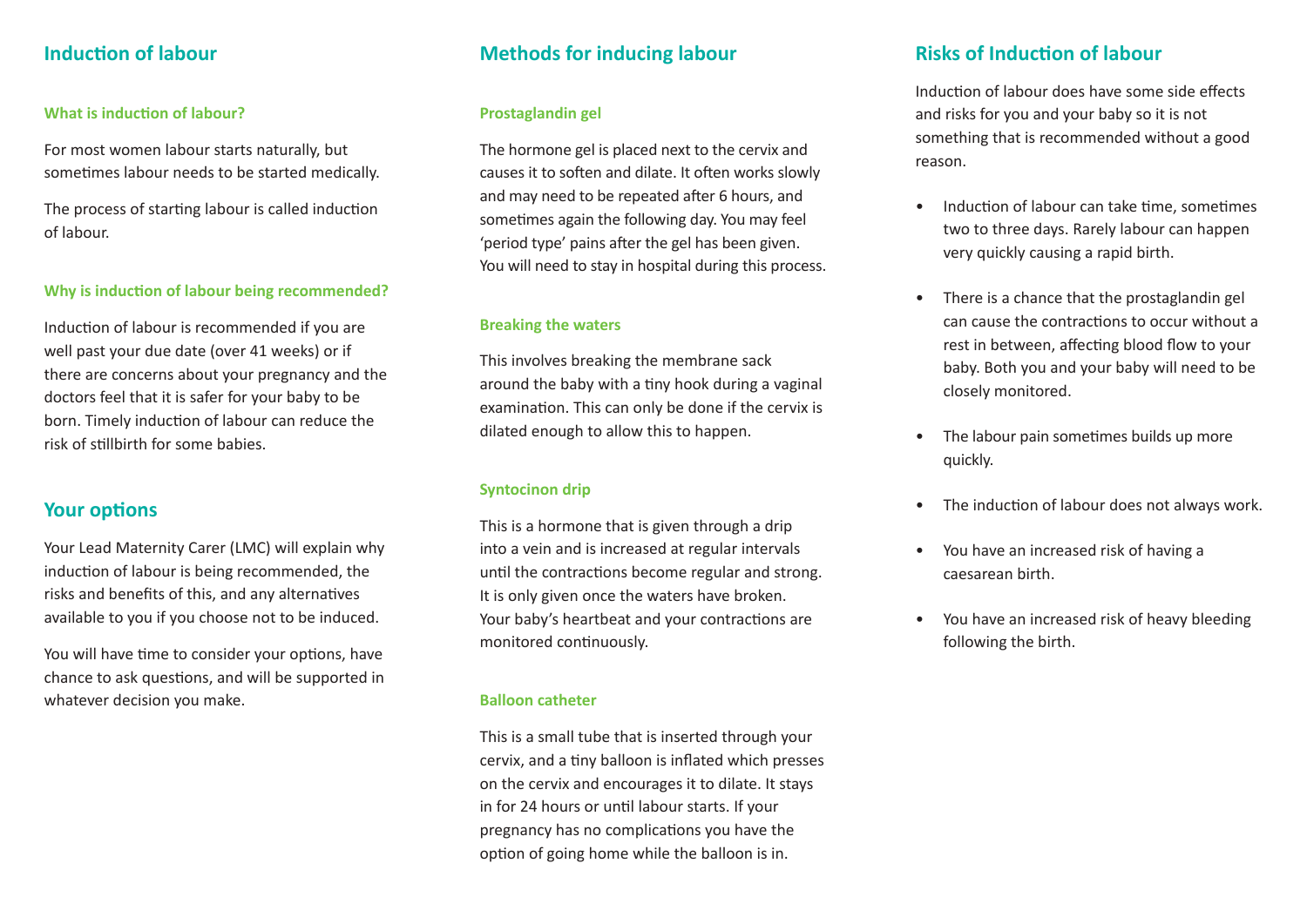## Induction of labour

### What is induction of labour?

For most women labour starts naturally, but sometimes labour needs to be started medically.

The process of starting labour is called induction of labour.

### Why is induction of labour being recommended?

Induction of labour is recommended if you are well past your due date (over 41 weeks) or if there are concerns about your pregnancy and the doctors feel that it is safer for your baby to be born. Timely induction of labour can reduce the risk of stillbirth for some babies.

## Your options

Your Lead Maternity Carer (LMC) will explain why induction of labour is being recommended, the risks and benefits of this, and any alternatives available to you if you choose not to be induced.

You will have time to consider your options, have chance to ask questions, and will be supported in whatever decision you make.

## Methods for inducing labour

### Prostaglandin gel

The hormone gel is placed next to the cervix and causes it to soften and dilate. It often works slowly and may need to be repeated after 6 hours, and sometimes again the following day. You may feel 'period type' pains after the gel has been given. You will need to stay in hospital during this process.

### Breaking the waters

This involves breaking the membrane sack around the baby with a tiny hook during a vaginal examination. This can only be done if the cervix is dilated enough to allow this to happen.

### Syntocinon drip

This is a hormone that is given through a drip into a vein and is increased at regular intervals until the contractions become regular and strong. It is only given once the waters have broken. Your baby's heartbeat and your contractions are monitored continuously.

### Balloon catheter

This is a small tube that is inserted through your cervix, and a tiny balloon is inflated which presses on the cervix and encourages it to dilate. It stays in for 24 hours or until labour starts. If your pregnancy has no complications you have the option of going home while the balloon is in.

## Risks of Induction of labour

Induction of labour does have some side effects and risks for you and your baby so it is not something that is recommended without a good reason.

- Induction of labour can take time, sometimes two to three days. Rarely labour can happen very quickly causing a rapid birth.
- There is a chance that the prostaglandin gel can cause the contractions to occur without a rest in between, affecting blood flow to your baby. Both you and your baby will need to be closely monitored.
- The labour pain sometimes builds up more quickly.
- The induction of labour does not always work.
- You have an increased risk of having a caesarean birth.
- You have an increased risk of heavy bleeding following the birth.